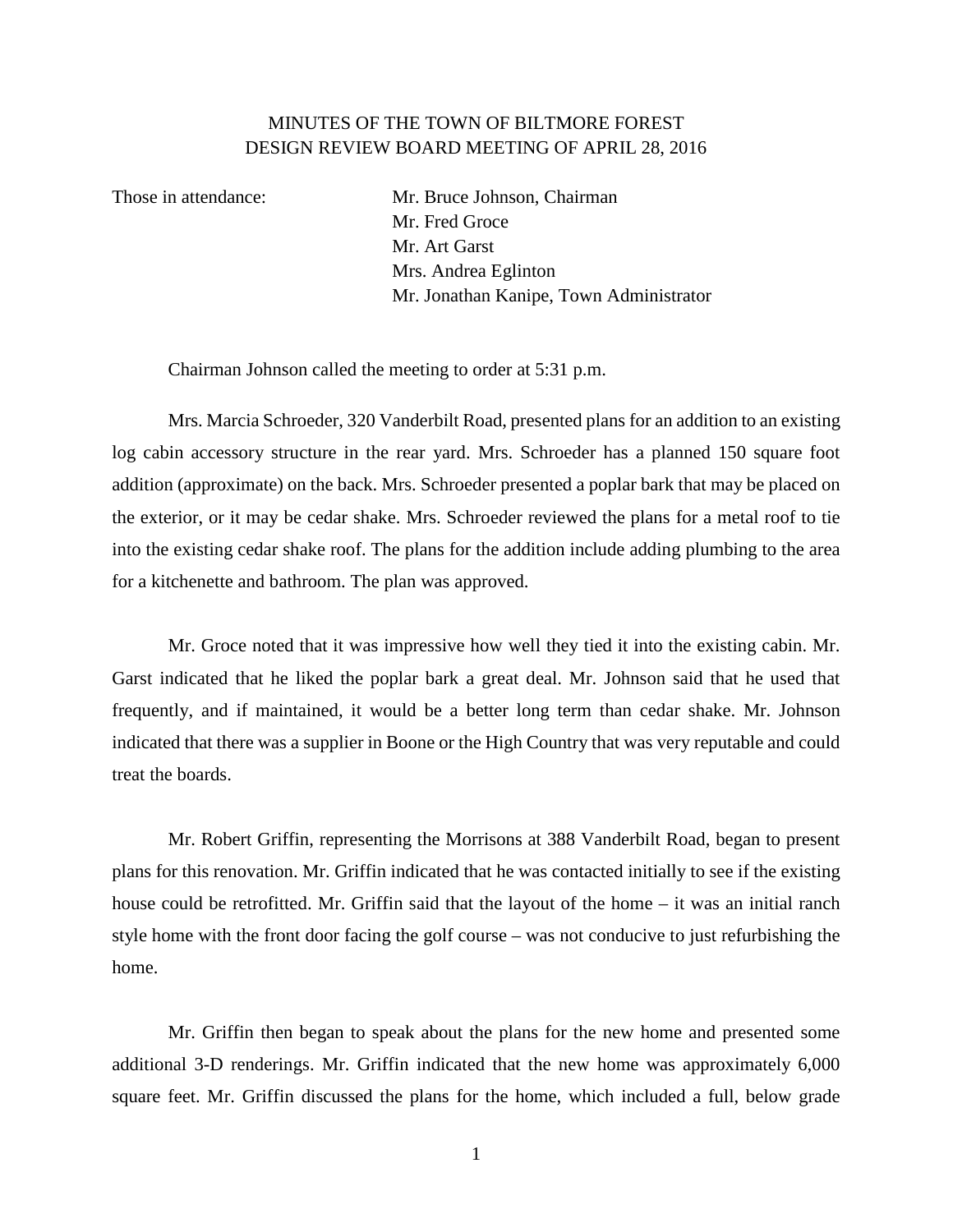# MINUTES OF THE TOWN OF BILTMORE FOREST DESIGN REVIEW BOARD MEETING OF APRIL 28, 2016

Those in attendance:

Mr. Bruce Johnson, Chairman
Mr. Fred Groce
Mr. Art Garst
Mrs. Andrea Eglinton
Mr. Jonathan Kanipe, Town Administrator

Chairman Johnson called the meeting to order at 5:31 p.m.

Mrs. Marcia Schroeder, 320 Vanderbilt Road, presented plans for an addition to an existing log cabin accessory structure in the rear yard. Mrs. Schroeder has a planned 150 square foot addition (approximate) on the back. Mrs. Schroeder presented a poplar bark that may be placed on the exterior, or it may be cedar shake. Mrs. Schroeder reviewed the plans for a metal roof to tie into the existing cedar shake roof. The plans for the addition include adding plumbing to the area for a kitchenette and bathroom. The plan was approved.

Mr. Groce noted that it was impressive how well they tied it into the existing cabin. Mr. Garst indicated that he liked the poplar bark a great deal. Mr. Johnson said that he used that frequently, and if maintained, it would be a better long term than cedar shake. Mr. Johnson indicated that there was a supplier in Boone or the High Country that was very reputable and could treat the boards.

Mr. Robert Griffin, representing the Morrisons at 388 Vanderbilt Road, began to present plans for this renovation. Mr. Griffin indicated that he was contacted initially to see if the existing house could be retrofitted. Mr. Griffin said that the layout of the home – it was an initial ranch style home with the front door facing the golf course – was not conducive to just refurbishing the home.

Mr. Griffin then began to speak about the plans for the new home and presented some additional 3-D renderings. Mr. Griffin indicated that the new home was approximately 6,000 square feet. Mr. Griffin discussed the plans for the home, which included a full, below grade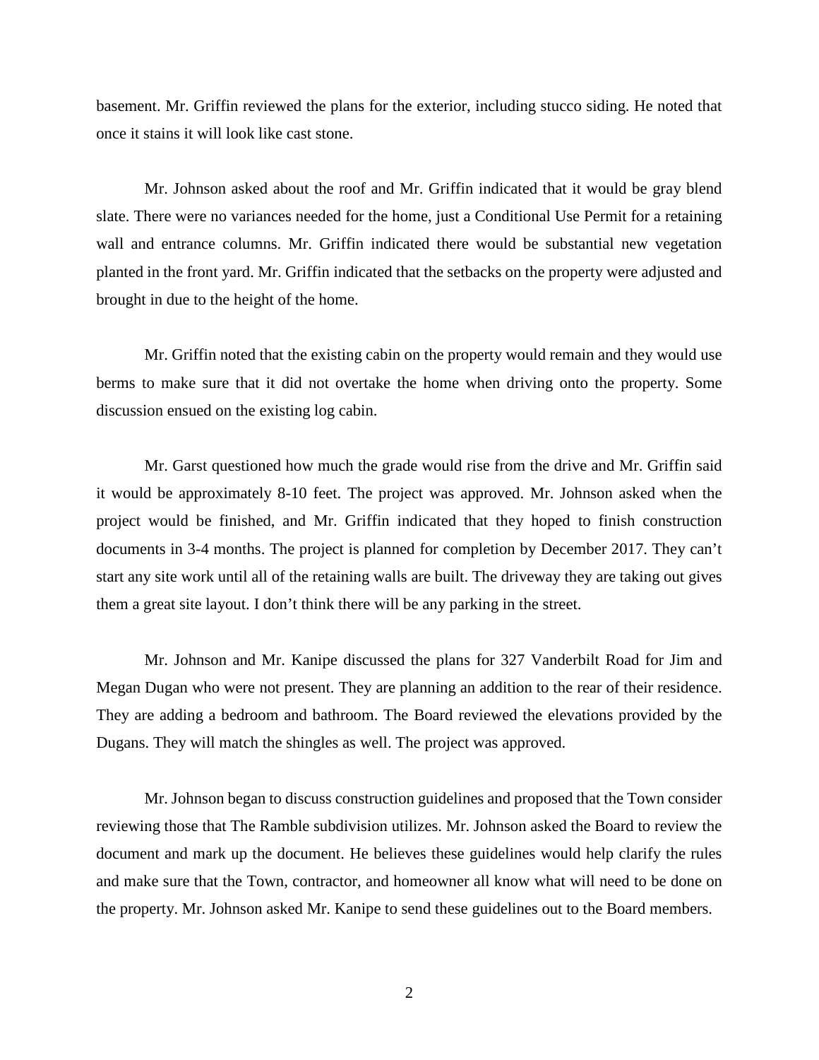basement. Mr. Griffin reviewed the plans for the exterior, including stucco siding. He noted that once it stains it will look like cast stone.

Mr. Johnson asked about the roof and Mr. Griffin indicated that it would be gray blend slate. There were no variances needed for the home, just a Conditional Use Permit for a retaining wall and entrance columns. Mr. Griffin indicated there would be substantial new vegetation planted in the front yard. Mr. Griffin indicated that the setbacks on the property were adjusted and brought in due to the height of the home.

Mr. Griffin noted that the existing cabin on the property would remain and they would use berms to make sure that it did not overtake the home when driving onto the property. Some discussion ensued on the existing log cabin.

Mr. Garst questioned how much the grade would rise from the drive and Mr. Griffin said it would be approximately 8-10 feet. The project was approved. Mr. Johnson asked when the project would be finished, and Mr. Griffin indicated that they hoped to finish construction documents in 3-4 months. The project is planned for completion by December 2017. They can't start any site work until all of the retaining walls are built. The driveway they are taking out gives them a great site layout. I don't think there will be any parking in the street.

Mr. Johnson and Mr. Kanipe discussed the plans for 327 Vanderbilt Road for Jim and Megan Dugan who were not present. They are planning an addition to the rear of their residence. They are adding a bedroom and bathroom. The Board reviewed the elevations provided by the Dugans. They will match the shingles as well. The project was approved.

Mr. Johnson began to discuss construction guidelines and proposed that the Town consider reviewing those that The Ramble subdivision utilizes. Mr. Johnson asked the Board to review the document and mark up the document. He believes these guidelines would help clarify the rules and make sure that the Town, contractor, and homeowner all know what will need to be done on the property. Mr. Johnson asked Mr. Kanipe to send these guidelines out to the Board members.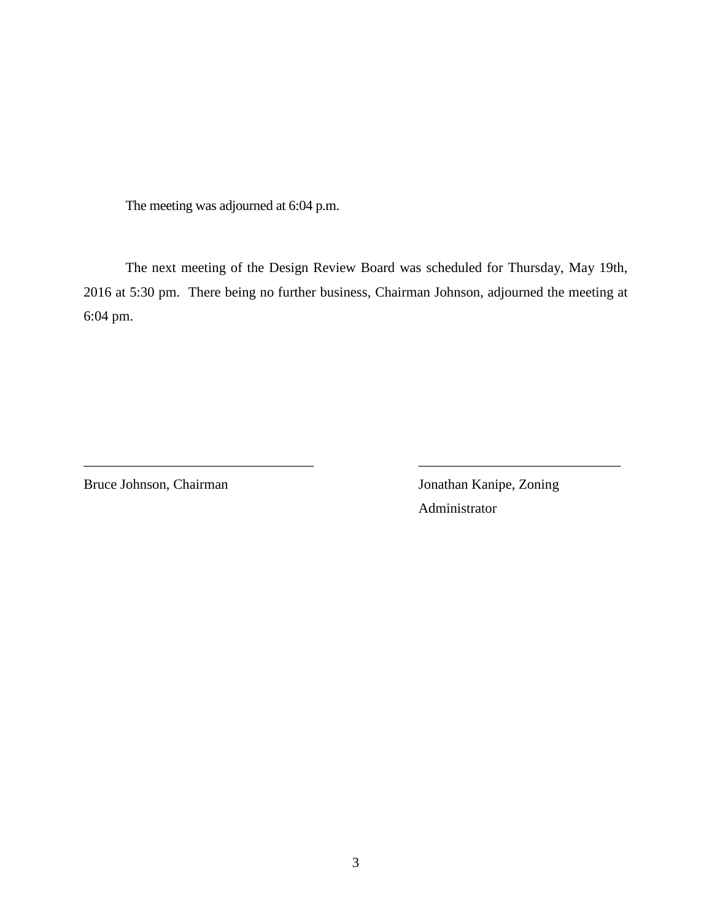The meeting was adjourned at 6:04 p.m.

The next meeting of the Design Review Board was scheduled for Thursday, May 19th, 2016 at 5:30 pm. There being no further business, Chairman Johnson, adjourned the meeting at 6:04 pm.

| | |
|---|---|
| ______________________________ | ______________________________ |
| Bruce Johnson, Chairman | Jonathan Kanipe, Zoning Administrator |